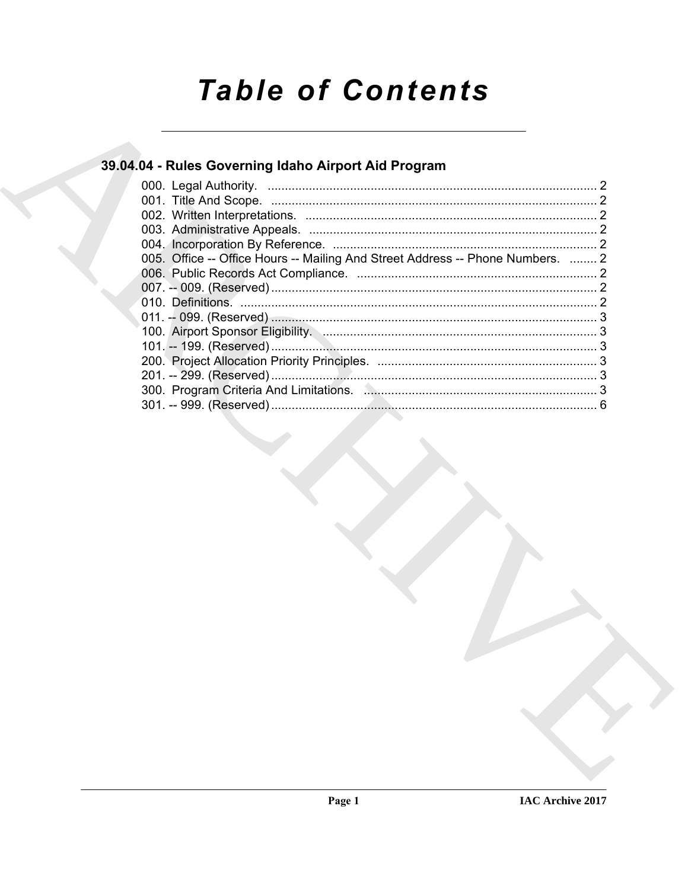# Table of Contents

## 39.04.04 - Rules Governing Idaho Airport Aid Program

000. Legal Authority. ........................................................................................ 2
001. Title And Scope. ........................................................................................ 2
002. Written Interpretations. ........................................................................................ 2
003. Administrative Appeals. ........................................................................................ 2
004. Incorporation By Reference. ........................................................................................ 2
005. Office -- Office Hours -- Mailing And Street Address -- Phone Numbers. ........ 2
006. Public Records Act Compliance. ........................................................................................ 2
007. -- 009. (Reserved) ........................................................................................ 2
010. Definitions. ........................................................................................ 2
011. -- 099. (Reserved) ........................................................................................ 3
100. Airport Sponsor Eligibility. ........................................................................................ 3
101. -- 199. (Reserved) ........................................................................................ 3
200. Project Allocation Priority Principles. ........................................................................................ 3
201. -- 299. (Reserved) ........................................................................................ 3
300. Program Criteria And Limitations. ........................................................................................ 3
301. -- 999. (Reserved) ........................................................................................ 6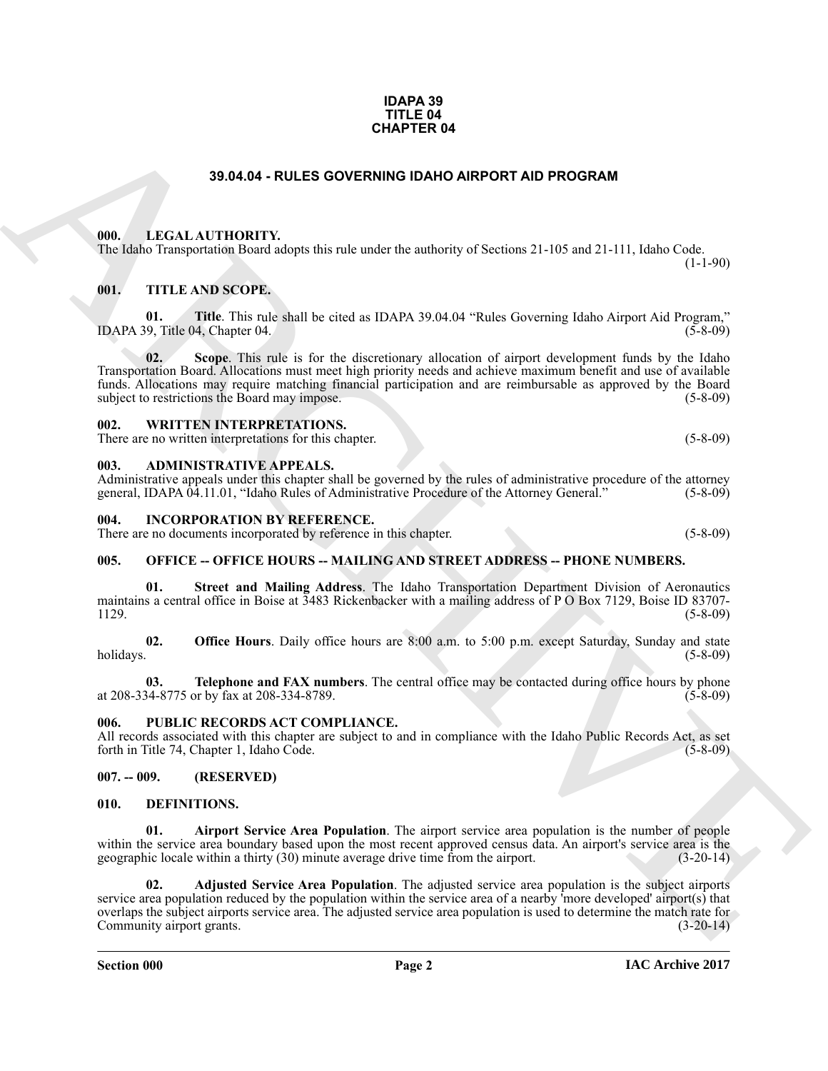**IDAPA 39**
**TITLE 04**
**CHAPTER 04**

# 39.04.04 - RULES GOVERNING IDAHO AIRPORT AID PROGRAM

## 000. LEGAL AUTHORITY.

The Idaho Transportation Board adopts this rule under the authority of Sections 21-105 and 21-111, Idaho Code. (1-1-90)

## 001. TITLE AND SCOPE.

**01. Title**. This rule shall be cited as IDAPA 39.04.04 "Rules Governing Idaho Airport Aid Program," IDAPA 39, Title 04, Chapter 04. (5-8-09)

**02. Scope**. This rule is for the discretionary allocation of airport development funds by the Idaho Transportation Board. Allocations must meet high priority needs and achieve maximum benefit and use of available funds. Allocations may require matching financial participation and are reimbursable as approved by the Board subject to restrictions the Board may impose. (5-8-09)

## 002. WRITTEN INTERPRETATIONS.

There are no written interpretations for this chapter. (5-8-09)

## 003. ADMINISTRATIVE APPEALS.

Administrative appeals under this chapter shall be governed by the rules of administrative procedure of the attorney general, IDAPA 04.11.01, "Idaho Rules of Administrative Procedure of the Attorney General." (5-8-09)

## 004. INCORPORATION BY REFERENCE.

There are no documents incorporated by reference in this chapter. (5-8-09)

## 005. OFFICE -- OFFICE HOURS -- MAILING AND STREET ADDRESS -- PHONE NUMBERS.

**01. Street and Mailing Address**. The Idaho Transportation Department Division of Aeronautics maintains a central office in Boise at 3483 Rickenbacker with a mailing address of P O Box 7129, Boise ID 83707-1129. (5-8-09)

**02. Office Hours**. Daily office hours are 8:00 a.m. to 5:00 p.m. except Saturday, Sunday and state holidays. (5-8-09)

**03. Telephone and FAX numbers**. The central office may be contacted during office hours by phone at 208-334-8775 or by fax at 208-334-8789. (5-8-09)

## 006. PUBLIC RECORDS ACT COMPLIANCE.

All records associated with this chapter are subject to and in compliance with the Idaho Public Records Act, as set forth in Title 74, Chapter 1, Idaho Code. (5-8-09)

## 007. -- 009. (RESERVED)

## 010. DEFINITIONS.

**01. Airport Service Area Population**. The airport service area population is the number of people within the service area boundary based upon the most recent approved census data. An airport's service area is the geographic locale within a thirty (30) minute average drive time from the airport. (3-20-14)

**02. Adjusted Service Area Population**. The adjusted service area population is the subject airports service area population reduced by the population within the service area of a nearby 'more developed' airport(s) that overlaps the subject airports service area. The adjusted service area population is used to determine the match rate for Community airport grants. (3-20-14)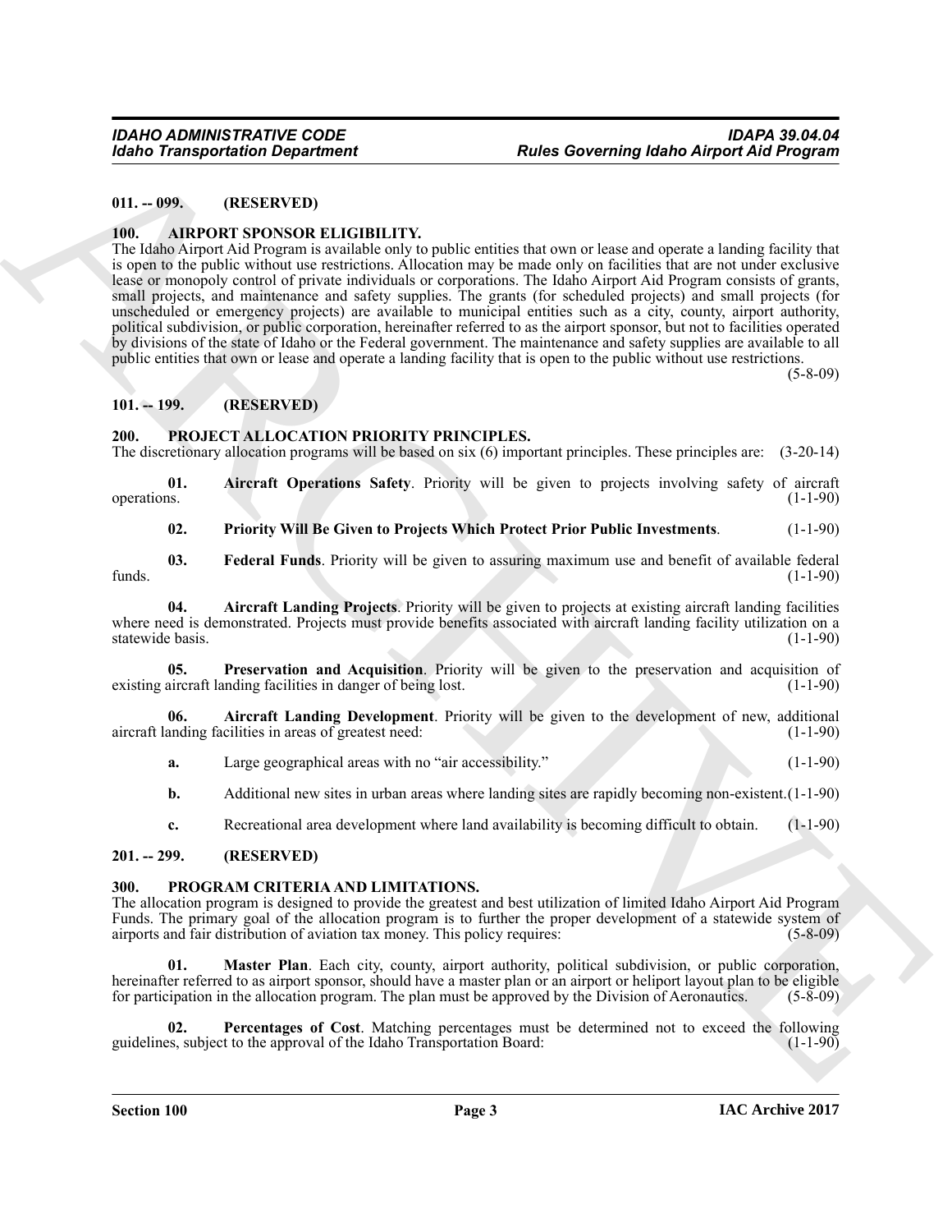**011. -- 099. (RESERVED)**

**100. AIRPORT SPONSOR ELIGIBILITY.**

The Idaho Airport Aid Program is available only to public entities that own or lease and operate a landing facility that is open to the public without use restrictions. Allocation may be made only on facilities that are not under exclusive lease or monopoly control of private individuals or corporations. The Idaho Airport Aid Program consists of grants, small projects, and maintenance and safety supplies. The grants (for scheduled projects) and small projects (for unscheduled or emergency projects) are available to municipal entities such as a city, county, airport authority, political subdivision, or public corporation, hereinafter referred to as the airport sponsor, but not to facilities operated by divisions of the state of Idaho or the Federal government. The maintenance and safety supplies are available to all public entities that own or lease and operate a landing facility that is open to the public without use restrictions. (5-8-09)

**101. -- 199. (RESERVED)**

**200. PROJECT ALLOCATION PRIORITY PRINCIPLES.**

The discretionary allocation programs will be based on six (6) important principles. These principles are: (3-20-14)

**01. Aircraft Operations Safety**. Priority will be given to projects involving safety of aircraft operations. (1-1-90)

**02. Priority Will Be Given to Projects Which Protect Prior Public Investments**. (1-1-90)

**03. Federal Funds**. Priority will be given to assuring maximum use and benefit of available federal funds. (1-1-90)

**04. Aircraft Landing Projects**. Priority will be given to projects at existing aircraft landing facilities where need is demonstrated. Projects must provide benefits associated with aircraft landing facility utilization on a statewide basis. (1-1-90)

**05. Preservation and Acquisition**. Priority will be given to the preservation and acquisition of existing aircraft landing facilities in danger of being lost. (1-1-90)

**06. Aircraft Landing Development**. Priority will be given to the development of new, additional aircraft landing facilities in areas of greatest need: (1-1-90)

**a.** Large geographical areas with no "air accessibility." (1-1-90)

**b.** Additional new sites in urban areas where landing sites are rapidly becoming non-existent.(1-1-90)

**c.** Recreational area development where land availability is becoming difficult to obtain. (1-1-90)

**201. -- 299. (RESERVED)**

**300. PROGRAM CRITERIA AND LIMITATIONS.**

The allocation program is designed to provide the greatest and best utilization of limited Idaho Airport Aid Program Funds. The primary goal of the allocation program is to further the proper development of a statewide system of airports and fair distribution of aviation tax money. This policy requires: (5-8-09)

**01. Master Plan**. Each city, county, airport authority, political subdivision, or public corporation, hereinafter referred to as airport sponsor, should have a master plan or an airport or heliport layout plan to be eligible for participation in the allocation program. The plan must be approved by the Division of Aeronautics. (5-8-09)

**02. Percentages of Cost**. Matching percentages must be determined not to exceed the following guidelines, subject to the approval of the Idaho Transportation Board: (1-1-90)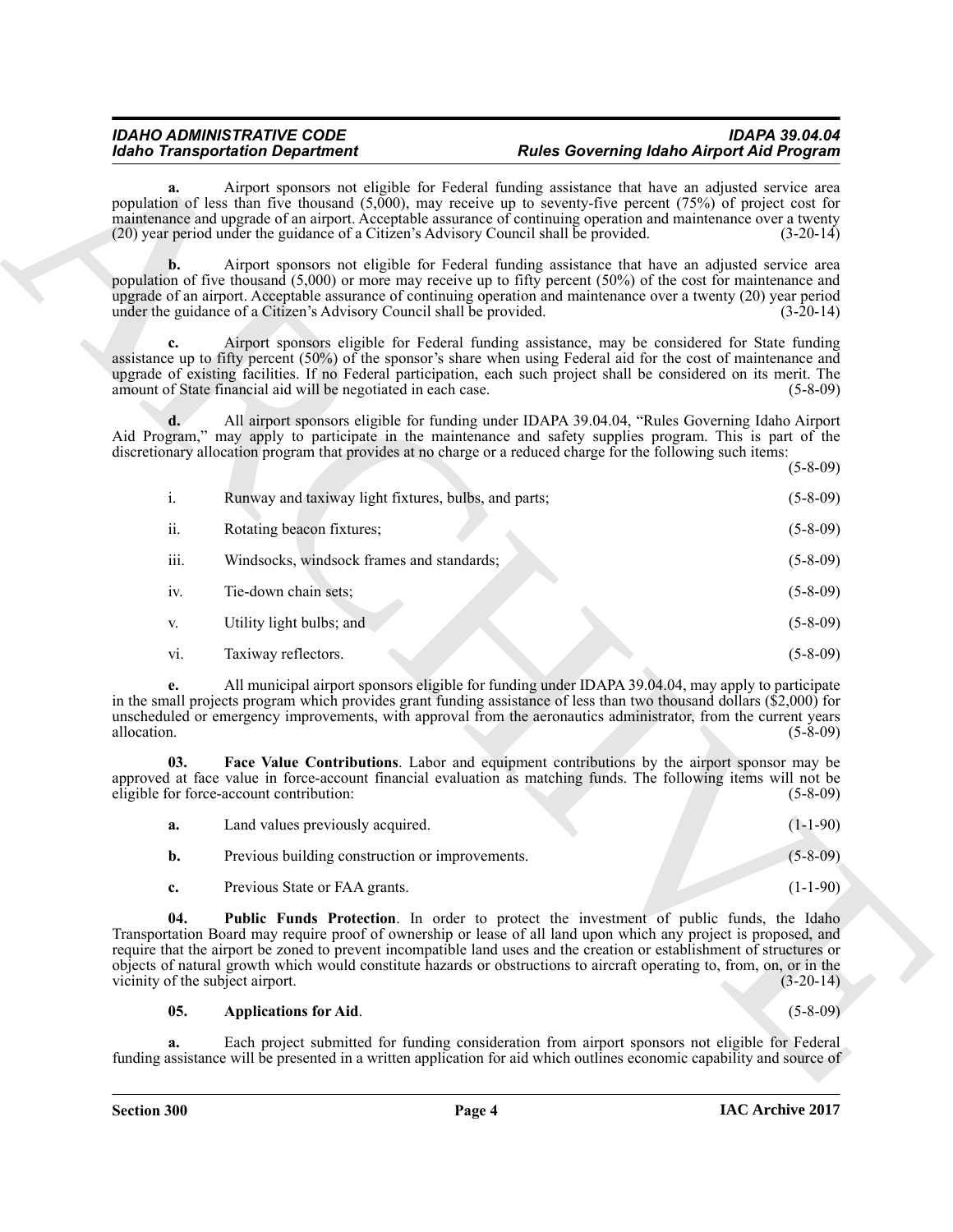**a.** Airport sponsors not eligible for Federal funding assistance that have an adjusted service area population of less than five thousand (5,000), may receive up to seventy-five percent (75%) of project cost for maintenance and upgrade of an airport. Acceptable assurance of continuing operation and maintenance over a twenty (20) year period under the guidance of a Citizen's Advisory Council shall be provided. (3-20-14)

**b.** Airport sponsors not eligible for Federal funding assistance that have an adjusted service area population of five thousand (5,000) or more may receive up to fifty percent (50%) of the cost for maintenance and upgrade of an airport. Acceptable assurance of continuing operation and maintenance over a twenty (20) year period under the guidance of a Citizen's Advisory Council shall be provided. (3-20-14)

**c.** Airport sponsors eligible for Federal funding assistance, may be considered for State funding assistance up to fifty percent (50%) of the sponsor's share when using Federal aid for the cost of maintenance and upgrade of existing facilities. If no Federal participation, each such project shall be considered on its merit. The amount of State financial aid will be negotiated in each case. (5-8-09)

**d.** All airport sponsors eligible for funding under IDAPA 39.04.04, "Rules Governing Idaho Airport Aid Program," may apply to participate in the maintenance and safety supplies program. This is part of the discretionary allocation program that provides at no charge or a reduced charge for the following such items: (5-8-09)

i. Runway and taxiway light fixtures, bulbs, and parts; (5-8-09)

ii. Rotating beacon fixtures; (5-8-09)

iii. Windsocks, windsock frames and standards; (5-8-09)

iv. Tie-down chain sets; (5-8-09)

v. Utility light bulbs; and (5-8-09)

vi. Taxiway reflectors. (5-8-09)

**e.** All municipal airport sponsors eligible for funding under IDAPA 39.04.04, may apply to participate in the small projects program which provides grant funding assistance of less than two thousand dollars ($2,000) for unscheduled or emergency improvements, with approval from the aeronautics administrator, from the current years allocation. (5-8-09)

**03. Face Value Contributions**. Labor and equipment contributions by the airport sponsor may be approved at face value in force-account financial evaluation as matching funds. The following items will not be eligible for force-account contribution: (5-8-09)

**a.** Land values previously acquired. (1-1-90)

**b.** Previous building construction or improvements. (5-8-09)

**c.** Previous State or FAA grants. (1-1-90)

**04. Public Funds Protection**. In order to protect the investment of public funds, the Idaho Transportation Board may require proof of ownership or lease of all land upon which any project is proposed, and require that the airport be zoned to prevent incompatible land uses and the creation or establishment of structures or objects of natural growth which would constitute hazards or obstructions to aircraft operating to, from, on, or in the vicinity of the subject airport. (3-20-14)

**05. Applications for Aid**. (5-8-09)

**a.** Each project submitted for funding consideration from airport sponsors not eligible for Federal funding assistance will be presented in a written application for aid which outlines economic capability and source of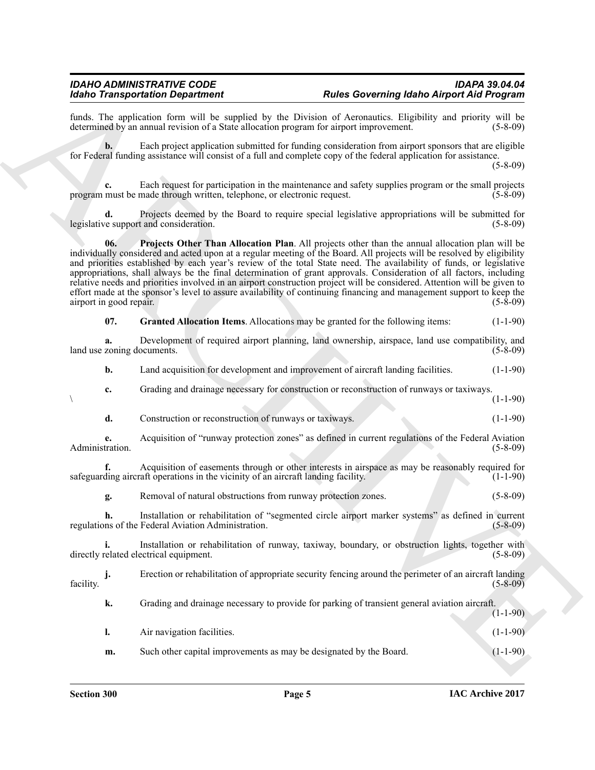funds. The application form will be supplied by the Division of Aeronautics. Eligibility and priority will be determined by an annual revision of a State allocation program for airport improvement. (5-8-09)

**b.** Each project application submitted for funding consideration from airport sponsors that are eligible for Federal funding assistance will consist of a full and complete copy of the federal application for assistance. (5-8-09)

**c.** Each request for participation in the maintenance and safety supplies program or the small projects program must be made through written, telephone, or electronic request. (5-8-09)

**d.** Projects deemed by the Board to require special legislative appropriations will be submitted for legislative support and consideration. (5-8-09)

**06. Projects Other Than Allocation Plan**. All projects other than the annual allocation plan will be individually considered and acted upon at a regular meeting of the Board. All projects will be resolved by eligibility and priorities established by each year's review of the total State need. The availability of funds, or legislative appropriations, shall always be the final determination of grant approvals. Consideration of all factors, including relative needs and priorities involved in an airport construction project will be considered. Attention will be given to effort made at the sponsor's level to assure availability of continuing financing and management support to keep the airport in good repair. (5-8-09)

**07. Granted Allocation Items**. Allocations may be granted for the following items: (1-1-90)

**a.** Development of required airport planning, land ownership, airspace, land use compatibility, and land use zoning documents. (5-8-09)

**b.** Land acquisition for development and improvement of aircraft landing facilities. (1-1-90)

**c.** Grading and drainage necessary for construction or reconstruction of runways or taxiways. \ (1-1-90)

**d.** Construction or reconstruction of runways or taxiways. (1-1-90)

**e.** Acquisition of "runway protection zones" as defined in current regulations of the Federal Aviation Administration. (5-8-09)

**f.** Acquisition of easements through or other interests in airspace as may be reasonably required for safeguarding aircraft operations in the vicinity of an aircraft landing facility. (1-1-90)

**g.** Removal of natural obstructions from runway protection zones. (5-8-09)

**h.** Installation or rehabilitation of "segmented circle airport marker systems" as defined in current regulations of the Federal Aviation Administration. (5-8-09)

**i.** Installation or rehabilitation of runway, taxiway, boundary, or obstruction lights, together with directly related electrical equipment. (5-8-09)

**j.** Erection or rehabilitation of appropriate security fencing around the perimeter of an aircraft landing facility. (5-8-09)

**k.** Grading and drainage necessary to provide for parking of transient general aviation aircraft. (1-1-90)

**l.** Air navigation facilities. (1-1-90)

**m.** Such other capital improvements as may be designated by the Board. (1-1-90)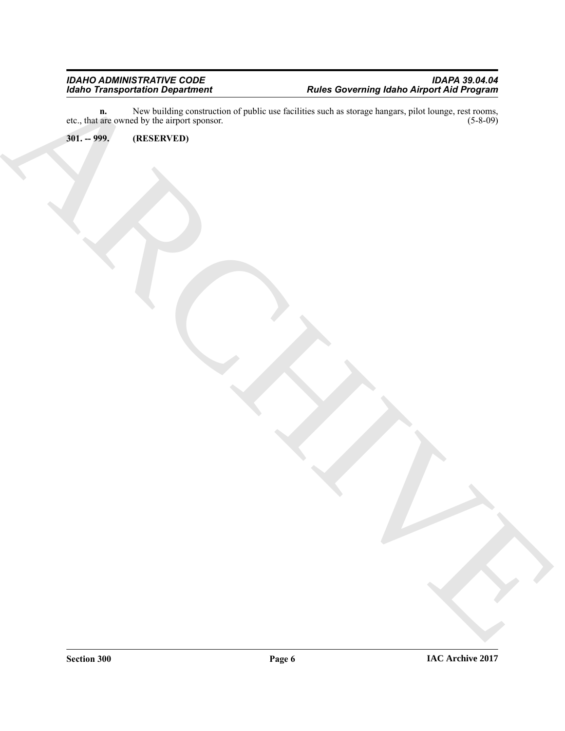**n.** New building construction of public use facilities such as storage hangars, pilot lounge, rest rooms, etc., that are owned by the airport sponsor. (5-8-09)

**301. -- 999. (RESERVED)**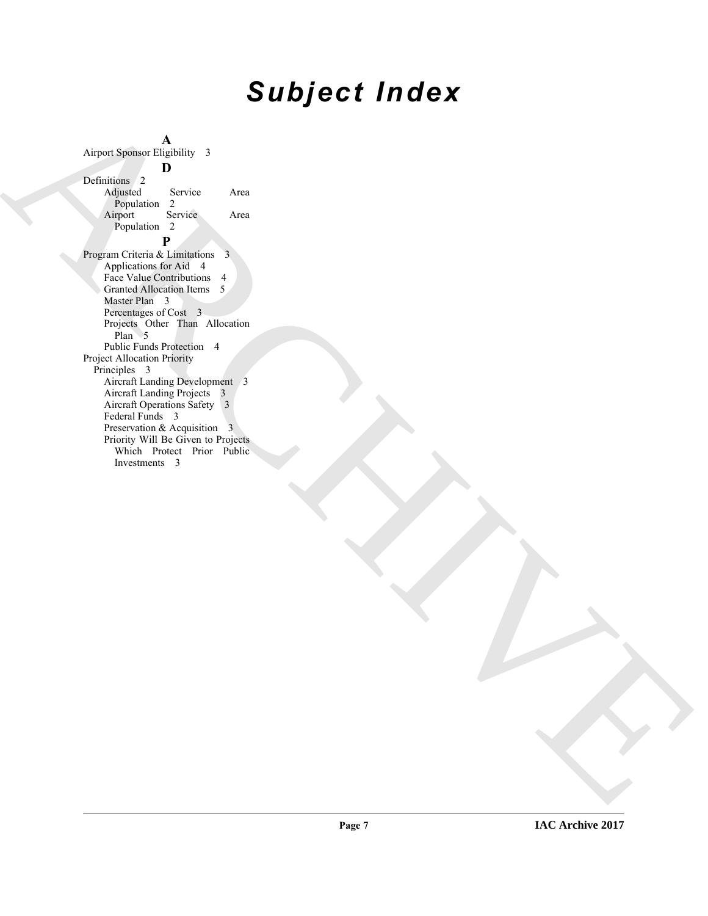# *Subject Index*

**A**

Airport Sponsor Eligibility 3

**D**

Definitions 2
- Adjusted Service Area Population 2
- Airport Service Area Population 2

**P**

Program Criteria & Limitations 3
- Applications for Aid 4
- Face Value Contributions 4
- Granted Allocation Items 5
- Master Plan 3
- Percentages of Cost 3
- Projects Other Than Allocation Plan 5
- Public Funds Protection 4

Project Allocation Priority Principles 3
- Aircraft Landing Development 3
- Aircraft Landing Projects 3
- Aircraft Operations Safety 3
- Federal Funds 3
- Preservation & Acquisition 3
- Priority Will Be Given to Projects Which Protect Prior Public Investments 3